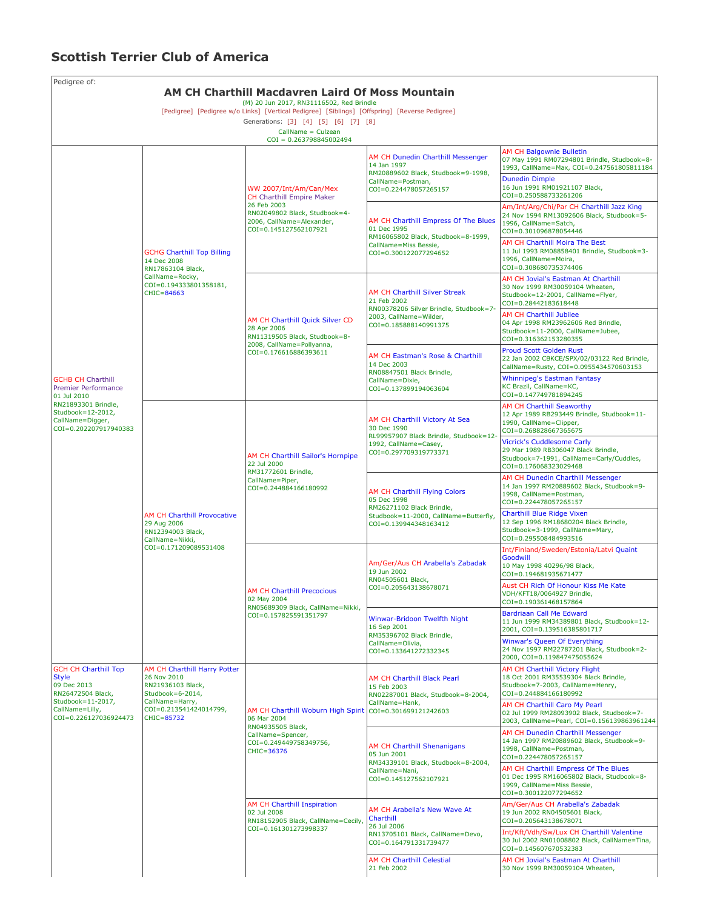# Scottish Terrier Club of America

Pedigree of:

## AM CH Charthill Macdavren Laird Of Moss Mountain

(M) 20 Jun 2017, RN31116502, Red Brindle

[Pedigree] [Pedigree w/o Links] [Vertical Pedigree] [Siblings] [Offspring] [Reverse Pedigree]

Generations: [3] [4] [5] [6] [7] [8]

CallName = Culzean
COI = 0.263798845002494

| Parents | Grandparents | Great-Grandparents | Great-Great-Grandparents | Great-Great-Great-Grandparents |
|---|---|---|---|---|
| GCHB CH Charthill Premier Performance 01 Jul 2010 RN21893301 Brindle, Studbook=12-2012, CallName=Digger, COI=0.202207917940383 | GCHG Charthill Top Billing 14 Dec 2008 RN17863104 Black, CallName=Rocky, COI=0.194333801358181, CHIC=84663 | WW 2007/Int/Am/Can/Mex CH Charthill Empire Maker 26 Feb 2003 RN02049802 Black, Studbook=4-2006, CallName=Alexander, COI=0.145127562107921 | AM CH Dunedin Charthill Messenger 14 Jan 1997 RM20889602 Black, Studbook=9-1998, CallName=Postman, COI=0.224478057265157 | AM CH Balgownie Bulletin 07 May 1991 RM07294801 Brindle, Studbook=8-1993, CallName=Max, COI=0.247561805811184 |
| | | | | Dunedin Dimple 16 Jun 1991 RM01921107 Black, COI=0.250588733261206 |
| | | | AM CH Charthill Empress Of The Blues 01 Dec 1995 RM16065802 Black, Studbook=8-1999, CallName=Miss Bessie, COI=0.300122077294652 | Am/Int/Arg/Chi/Par CH Charthill Jazz King 24 Nov 1994 RM13092606 Black, Studbook=5-1996, CallName=Satch, COI=0.301096878054446 |
| | | | | AM CH Charthill Moira The Best 11 Jul 1993 RM08858401 Brindle, Studbook=3-1996, CallName=Moira, COI=0.308680735374406 |
| | | AM CH Charthill Quick Silver CD 28 Apr 2006 RN11319505 Black, Studbook=8-2008, CallName=Pollyanna, COI=0.176616886393611 | AM CH Charthill Silver Streak 21 Feb 2002 RN00378206 Silver Brindle, Studbook=7-2003, CallName=Wilder, COI=0.185888140991375 | AM CH Jovial's Eastman At Charthill 30 Nov 1999 RM30059104 Wheaten, Studbook=12-2001, CallName=Flyer, COI=0.28442183618448 |
| | | | | AM CH Charthill Jubilee 04 Apr 1998 RM23962606 Red Brindle, Studbook=11-2000, CallName=Jubee, COI=0.316362153280355 |
| | | | AM CH Eastman's Rose & Charthill 14 Dec 2003 RN08847501 Black Brindle, CallName=Dixie, COI=0.137899194063604 | Proud Scott Golden Rust 22 Jan 2002 CBKCE/SPX/02/03122 Red Brindle, CallName=Rusty, COI=0.0955434570603153 |
| | | | | Whinnipeg's Eastman Fantasy KC Brazil, CallName=KC, COI=0.147749781894245 |
| | AM CH Charthill Provocative 29 Aug 2006 RN12394003 Black, CallName=Nikki, COI=0.171209089531408 | AM CH Charthill Sailor's Hornpipe 22 Jul 2000 RM31772601 Brindle, CallName=Piper, COI=0.244884166180992 | AM CH Charthill Victory At Sea 30 Dec 1990 RL99957907 Black Brindle, Studbook=12-1992, CallName=Casey, COI=0.297709319773371 | AM CH Charthill Seaworthy 12 Apr 1989 RB293449 Brindle, Studbook=11-1990, CallName=Clipper, COI=0.268828667365675 |
| | | | | Vicrick's Cuddlesome Carly 29 Mar 1989 RB306047 Black Brindle, Studbook=7-1991, CallName=Carly/Cuddles, COI=0.176068323029468 |
| | | | AM CH Charthill Flying Colors 05 Dec 1998 RM26271102 Black Brindle, Studbook=11-2000, CallName=Butterfly, COI=0.139944348163412 | AM CH Dunedin Charthill Messenger 14 Jan 1997 RM20889602 Black, Studbook=9-1998, CallName=Postman, COI=0.224478057265157 |
| | | | | Charthill Blue Ridge Vixen 12 Sep 1996 RM18680204 Black Brindle, Studbook=3-1999, CallName=Mary, COI=0.295508484993516 |
| | | AM CH Charthill Precocious 02 May 2004 RN05689309 Black, CallName=Nikki, COI=0.157825591351797 | Am/Ger/Aus CH Arabella's Zabadak 19 Jun 2002 RN04505601 Black, COI=0.205643138678071 | Int/Finland/Sweden/Estonia/Latvi Quaint Goodwill 10 May 1998 40296/98 Black, COI=0.194681935671477 |
| | | | | Aust CH Rich Of Honour Kiss Me Kate VDH/KFT18/0064927 Brindle, COI=0.190361468157864 |
| | | | Winwar-Bridoon Twelfth Night 16 Sep 2001 RM35396702 Black Brindle, CallName=Olivia, COI=0.133641272332345 | Bardriaan Call Me Edward 11 Jun 1999 RM34389801 Black, Studbook=12-2001, COI=0.139516385801717 |
| | | | | Winwar's Queen Of Everything 24 Nov 1997 RM22787201 Black, Studbook=2-2000, COI=0.119847475055624 |
| GCH CH Charthill Top Style 09 Dec 2013 RN26472504 Black, Studbook=11-2017, CallName=Lilly, COI=0.226127036924473 | AM CH Charthill Harry Potter 26 Nov 2010 RN21936103 Black, Studbook=6-2014, CallName=Harry, COI=0.213541424014799, CHIC=85732 | AM CH Charthill Woburn High Spirit 06 Mar 2004 RN04935505 Black, CallName=Spencer, COI=0.249449758349756, CHIC=36376 | AM CH Charthill Black Pearl 15 Feb 2003 RN02287001 Black, Studbook=8-2004, CallName=Hank, COI=0.301699121242603 | AM CH Charthill Victory Flight 18 Oct 2001 RM35539304 Black Brindle, Studbook=7-2003, CallName=Henry, COI=0.244884166180992 |
| | | | | AM CH Charthill Caro My Pearl 02 Jul 1999 RM28093902 Black, Studbook=7-2003, CallName=Pearl, COI=0.156139863961244 |
| | | | AM CH Charthill Shenanigans 05 Jun 2001 RM34339101 Black, Studbook=8-2004, CallName=Nani, COI=0.145127562107921 | AM CH Dunedin Charthill Messenger 14 Jan 1997 RM20889602 Black, Studbook=9-1998, CallName=Postman, COI=0.224478057265157 |
| | | | | AM CH Charthill Empress Of The Blues 01 Dec 1995 RM16065802 Black, Studbook=8-1999, CallName=Miss Bessie, COI=0.300122077294652 |
| | | AM CH Charthill Inspiration 02 Jul 2008 RN18152905 Black, CallName=Cecily, COI=0.161301273998337 | AM CH Arabella's New Wave At Charthill 26 Jul 2006 RN13705101 Black, CallName=Devo, COI=0.164791331739477 | Am/Ger/Aus CH Arabella's Zabadak 19 Jun 2002 RN04505601 Black, COI=0.205643138678071 |
| | | | | Int/Kft/Vdh/Sw/Lux CH Charthill Valentine 30 Jul 2002 RN01008802 Black, CallName=Tina, COI=0.145607670532383 |
| | | | AM CH Charthill Celestial 21 Feb 2002 | AM CH Jovial's Eastman At Charthill 30 Nov 1999 RM30059104 Wheaten, |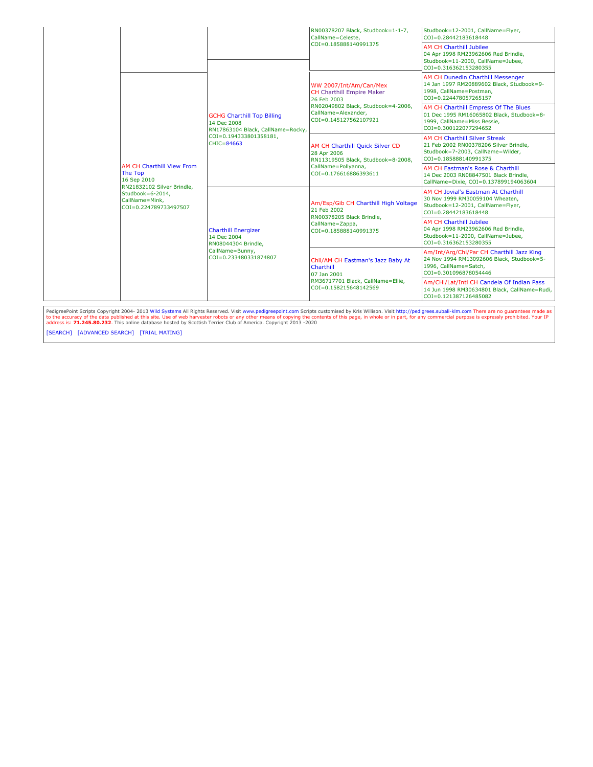| | | | | |
|---|---|---|---|---|
| | | | RN00378207 Black, Studbook=1-1-7, CallName=Celeste, COI=0.185888140991375 | Studbook=12-2001, CallName=Flyer, COI=0.28442183618448 |
| | | | | AM CH Charthill Jubilee 04 Apr 1998 RM23962606 Red Brindle, Studbook=11-2000, CallName=Jubee, COI=0.316362153280355 |
| | AM CH Charthill View From The Top 16 Sep 2010 RN21832102 Silver Brindle, Studbook=6-2014, CallName=Mink, COI=0.224789733497507 | GCHG Charthill Top Billing 14 Dec 2008 RN17863104 Black, CallName=Rocky, COI=0.194333801358181, CHIC=84663 | WW 2007/Int/Am/Can/Mex CH Charthill Empire Maker 26 Feb 2003 RN02049802 Black, Studbook=4-2006, CallName=Alexander, COI=0.145127562107921 | AM CH Dunedin Charthill Messenger 14 Jan 1997 RM20889602 Black, Studbook=9-1998, CallName=Postman, COI=0.224478057265157 |
| | | | | AM CH Charthill Empress Of The Blues 01 Dec 1995 RM16065802 Black, Studbook=8-1999, CallName=Miss Bessie, COI=0.300122077294652 |
| | | | AM CH Charthill Quick Silver CD 28 Apr 2006 RN11319505 Black, Studbook=8-2008, CallName=Pollyanna, COI=0.176616886393611 | AM CH Charthill Silver Streak 21 Feb 2002 RN00378206 Silver Brindle, Studbook=7-2003, CallName=Wilder, COI=0.185888140991375 |
| | | | | AM CH Eastman's Rose & Charthill 14 Dec 2003 RN08847501 Black Brindle, CallName=Dixie, COI=0.137899194063604 |
| | | Charthill Energizer 14 Dec 2004 RN08044304 Brindle, CallName=Bunny, COI=0.233480331874807 | Am/Esp/Gib CH Charthill High Voltage 21 Feb 2002 RN00378205 Black Brindle, CallName=Zappa, COI=0.185888140991375 | AM CH Jovial's Eastman At Charthill 30 Nov 1999 RM30059104 Wheaten, Studbook=12-2001, CallName=Flyer, COI=0.28442183618448 |
| | | | | AM CH Charthill Jubilee 04 Apr 1998 RM23962606 Red Brindle, Studbook=11-2000, CallName=Jubee, COI=0.316362153280355 |
| | | | Chil/AM CH Eastman's Jazz Baby At Charthill 07 Jan 2001 RM36717701 Black, CallName=Ellie, COI=0.158215648142569 | Am/Int/Arg/Chi/Par CH Charthill Jazz King 24 Nov 1994 RM13092606 Black, Studbook=5-1996, CallName=Satch, COI=0.301096878054446 |
| | | | | Am/CHl/Lat/Intl CH Candela Of Indian Pass 14 Jun 1998 RM30634801 Black, CallName=Rudi, COI=0.121387126485082 |

PedigreePoint Scripts Copyright 2004- 2013 Wild Systems All Rights Reserved. Visit www.pedigreepoint.com Scripts customised by Kris Willison. Visit http://pedigrees.subali-klm.com There are no guarantees made as to the accuracy of the data published at this site. Use of web harvester robots or any other means of copying the contents of this page, in whole or in part, for any commercial purpose is expressly prohibited. Your IP address is: **71.245.80.232**. This online database hosted by Scottish Terrier Club of America. Copyright 2013 -2020

[SEARCH] [ADVANCED SEARCH] [TRIAL MATING]